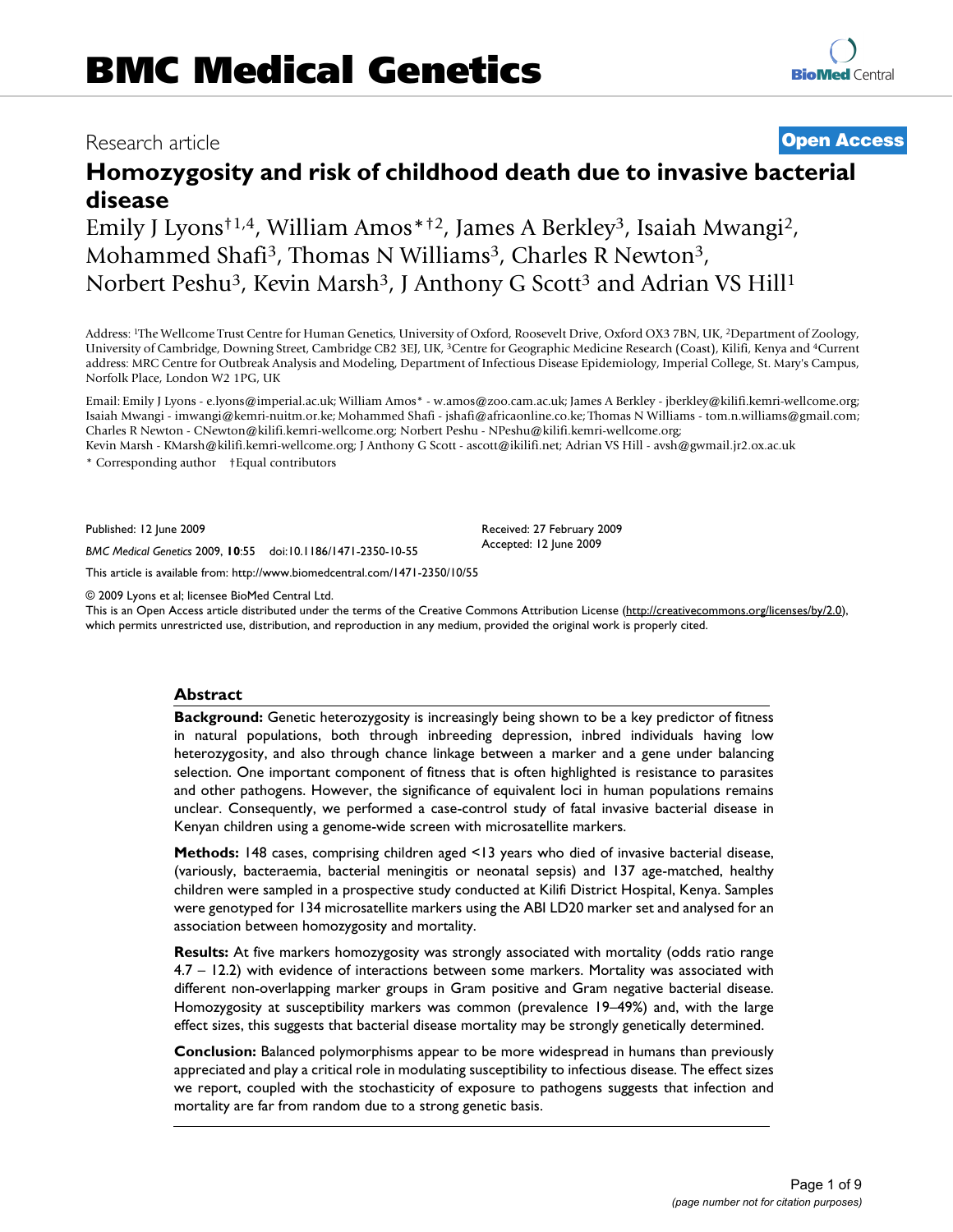BMC Medical Genetics

Research article

**Open Access**

# Homozygosity and risk of childhood death due to invasive bacterial disease

Emily J Lyons[†1,4], William Amos*[†2], James A Berkley[3], Isaiah Mwangi[2], Mohammed Shafi[3], Thomas N Williams[3], Charles R Newton[3], Norbert Peshu[3], Kevin Marsh[3], J Anthony G Scott[3] and Adrian VS Hill[1]

Address: [1]The Wellcome Trust Centre for Human Genetics, University of Oxford, Roosevelt Drive, Oxford OX3 7BN, UK, [2]Department of Zoology, University of Cambridge, Downing Street, Cambridge CB2 3EJ, UK, [3]Centre for Geographic Medicine Research (Coast), Kilifi, Kenya and [4]Current address: MRC Centre for Outbreak Analysis and Modeling, Department of Infectious Disease Epidemiology, Imperial College, St. Mary's Campus, Norfolk Place, London W2 1PG, UK

Email: Emily J Lyons - e.lyons@imperial.ac.uk; William Amos* - w.amos@zoo.cam.ac.uk; James A Berkley - jberkley@kilifi.kemri-wellcome.org; Isaiah Mwangi - imwangi@kemri-nuitm.or.ke; Mohammed Shafi - jshafi@africaonline.co.ke; Thomas N Williams - tom.n.williams@gmail.com; Charles R Newton - CNewton@kilifi.kemri-wellcome.org; Norbert Peshu - NPeshu@kilifi.kemri-wellcome.org; Kevin Marsh - KMarsh@kilifi.kemri-wellcome.org; J Anthony G Scott - ascott@ikilifi.net; Adrian VS Hill - avsh@gwmail.jr2.ox.ac.uk

\* Corresponding author †Equal contributors

Published: 12 June 2009

*BMC Medical Genetics* 2009, **10**:55 doi:10.1186/1471-2350-10-55

Received: 27 February 2009
Accepted: 12 June 2009

This article is available from: http://www.biomedcentral.com/1471-2350/10/55

© 2009 Lyons et al; licensee BioMed Central Ltd.
This is an Open Access article distributed under the terms of the Creative Commons Attribution License (http://creativecommons.org/licenses/by/2.0), which permits unrestricted use, distribution, and reproduction in any medium, provided the original work is properly cited.

## Abstract

**Background:** Genetic heterozygosity is increasingly being shown to be a key predictor of fitness in natural populations, both through inbreeding depression, inbred individuals having low heterozygosity, and also through chance linkage between a marker and a gene under balancing selection. One important component of fitness that is often highlighted is resistance to parasites and other pathogens. However, the significance of equivalent loci in human populations remains unclear. Consequently, we performed a case-control study of fatal invasive bacterial disease in Kenyan children using a genome-wide screen with microsatellite markers.

**Methods:** 148 cases, comprising children aged <13 years who died of invasive bacterial disease, (variously, bacteraemia, bacterial meningitis or neonatal sepsis) and 137 age-matched, healthy children were sampled in a prospective study conducted at Kilifi District Hospital, Kenya. Samples were genotyped for 134 microsatellite markers using the ABI LD20 marker set and analysed for an association between homozygosity and mortality.

**Results:** At five markers homozygosity was strongly associated with mortality (odds ratio range 4.7 – 12.2) with evidence of interactions between some markers. Mortality was associated with different non-overlapping marker groups in Gram positive and Gram negative bacterial disease. Homozygosity at susceptibility markers was common (prevalence 19–49%) and, with the large effect sizes, this suggests that bacterial disease mortality may be strongly genetically determined.

**Conclusion:** Balanced polymorphisms appear to be more widespread in humans than previously appreciated and play a critical role in modulating susceptibility to infectious disease. The effect sizes we report, coupled with the stochasticity of exposure to pathogens suggests that infection and mortality are far from random due to a strong genetic basis.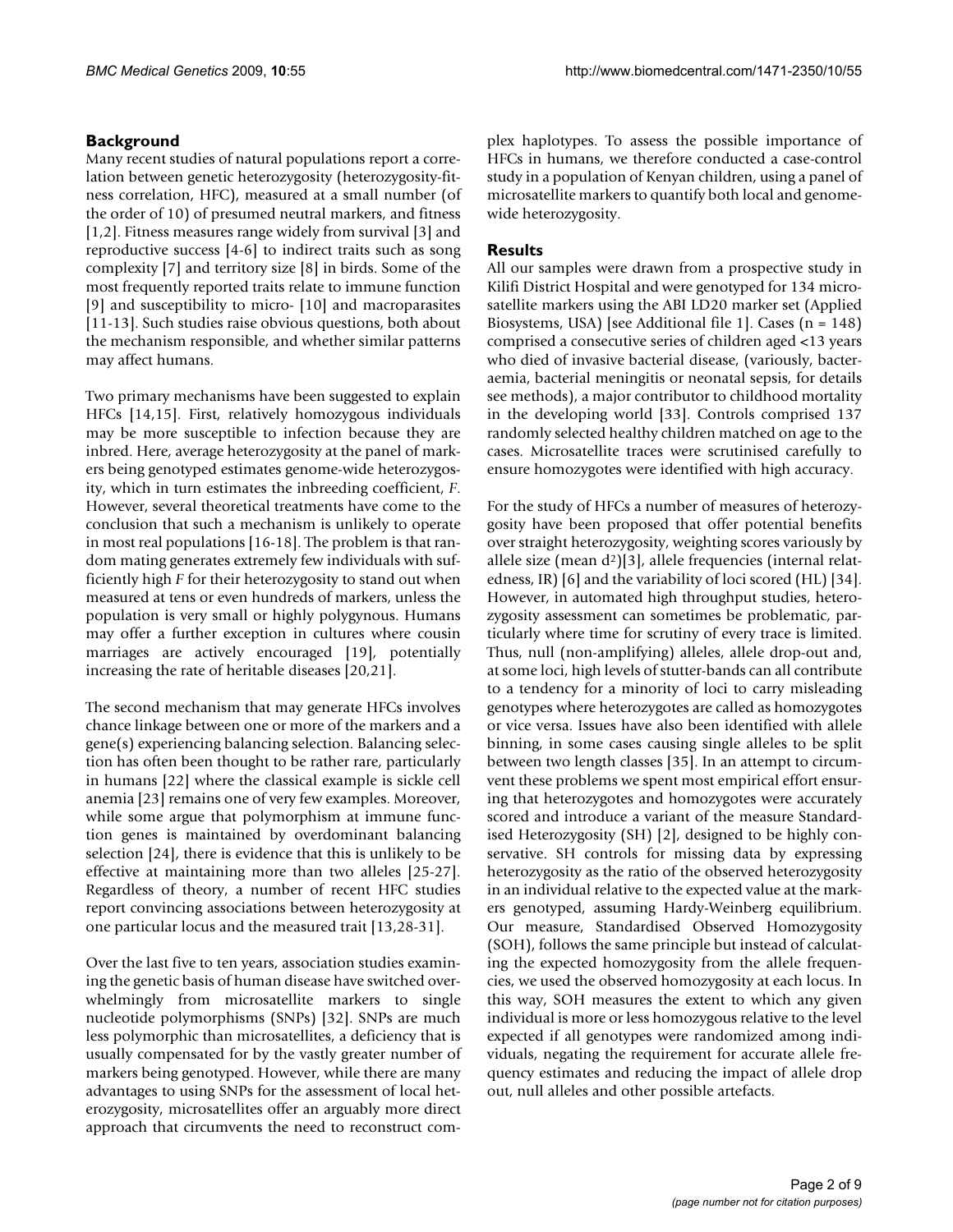## Background

Many recent studies of natural populations report a correlation between genetic heterozygosity (heterozygosity-fitness correlation, HFC), measured at a small number (of the order of 10) of presumed neutral markers, and fitness [1,2]. Fitness measures range widely from survival [3] and reproductive success [4-6] to indirect traits such as song complexity [7] and territory size [8] in birds. Some of the most frequently reported traits relate to immune function [9] and susceptibility to micro- [10] and macroparasites [11-13]. Such studies raise obvious questions, both about the mechanism responsible, and whether similar patterns may affect humans.

Two primary mechanisms have been suggested to explain HFCs [14,15]. First, relatively homozygous individuals may be more susceptible to infection because they are inbred. Here, average heterozygosity at the panel of markers being genotyped estimates genome-wide heterozygosity, which in turn estimates the inbreeding coefficient, *F*. However, several theoretical treatments have come to the conclusion that such a mechanism is unlikely to operate in most real populations [16-18]. The problem is that random mating generates extremely few individuals with sufficiently high *F* for their heterozygosity to stand out when measured at tens or even hundreds of markers, unless the population is very small or highly polygynous. Humans may offer a further exception in cultures where cousin marriages are actively encouraged [19], potentially increasing the rate of heritable diseases [20,21].

The second mechanism that may generate HFCs involves chance linkage between one or more of the markers and a gene(s) experiencing balancing selection. Balancing selection has often been thought to be rather rare, particularly in humans [22] where the classical example is sickle cell anemia [23] remains one of very few examples. Moreover, while some argue that polymorphism at immune function genes is maintained by overdominant balancing selection [24], there is evidence that this is unlikely to be effective at maintaining more than two alleles [25-27]. Regardless of theory, a number of recent HFC studies report convincing associations between heterozygosity at one particular locus and the measured trait [13,28-31].

Over the last five to ten years, association studies examining the genetic basis of human disease have switched overwhelmingly from microsatellite markers to single nucleotide polymorphisms (SNPs) [32]. SNPs are much less polymorphic than microsatellites, a deficiency that is usually compensated for by the vastly greater number of markers being genotyped. However, while there are many advantages to using SNPs for the assessment of local heterozygosity, microsatellites offer an arguably more direct approach that circumvents the need to reconstruct complex haplotypes. To assess the possible importance of HFCs in humans, we therefore conducted a case-control study in a population of Kenyan children, using a panel of microsatellite markers to quantify both local and genome-wide heterozygosity.

## Results

All our samples were drawn from a prospective study in Kilifi District Hospital and were genotyped for 134 microsatellite markers using the ABI LD20 marker set (Applied Biosystems, USA) [see Additional file 1]. Cases (n = 148) comprised a consecutive series of children aged <13 years who died of invasive bacterial disease, (variously, bacteraemia, bacterial meningitis or neonatal sepsis, for details see methods), a major contributor to childhood mortality in the developing world [33]. Controls comprised 137 randomly selected healthy children matched on age to the cases. Microsatellite traces were scrutinised carefully to ensure homozygotes were identified with high accuracy.

For the study of HFCs a number of measures of heterozygosity have been proposed that offer potential benefits over straight heterozygosity, weighting scores variously by allele size (mean $d^2$)[3], allele frequencies (internal relatedness, IR) [6] and the variability of loci scored (HL) [34]. However, in automated high throughput studies, heterozygosity assessment can sometimes be problematic, particularly where time for scrutiny of every trace is limited. Thus, null (non-amplifying) alleles, allele drop-out and, at some loci, high levels of stutter-bands can all contribute to a tendency for a minority of loci to carry misleading genotypes where heterozygotes are called as homozygotes or vice versa. Issues have also been identified with allele binning, in some cases causing single alleles to be split between two length classes [35]. In an attempt to circumvent these problems we spent most empirical effort ensuring that heterozygotes and homozygotes were accurately scored and introduce a variant of the measure Standardised Heterozygosity (SH) [2], designed to be highly conservative. SH controls for missing data by expressing heterozygosity as the ratio of the observed heterozygosity in an individual relative to the expected value at the markers genotyped, assuming Hardy-Weinberg equilibrium. Our measure, Standardised Observed Homozygosity (SOH), follows the same principle but instead of calculating the expected homozygosity from the allele frequencies, we used the observed homozygosity at each locus. In this way, SOH measures the extent to which any given individual is more or less homozygous relative to the level expected if all genotypes were randomized among individuals, negating the requirement for accurate allele frequency estimates and reducing the impact of allele drop out, null alleles and other possible artefacts.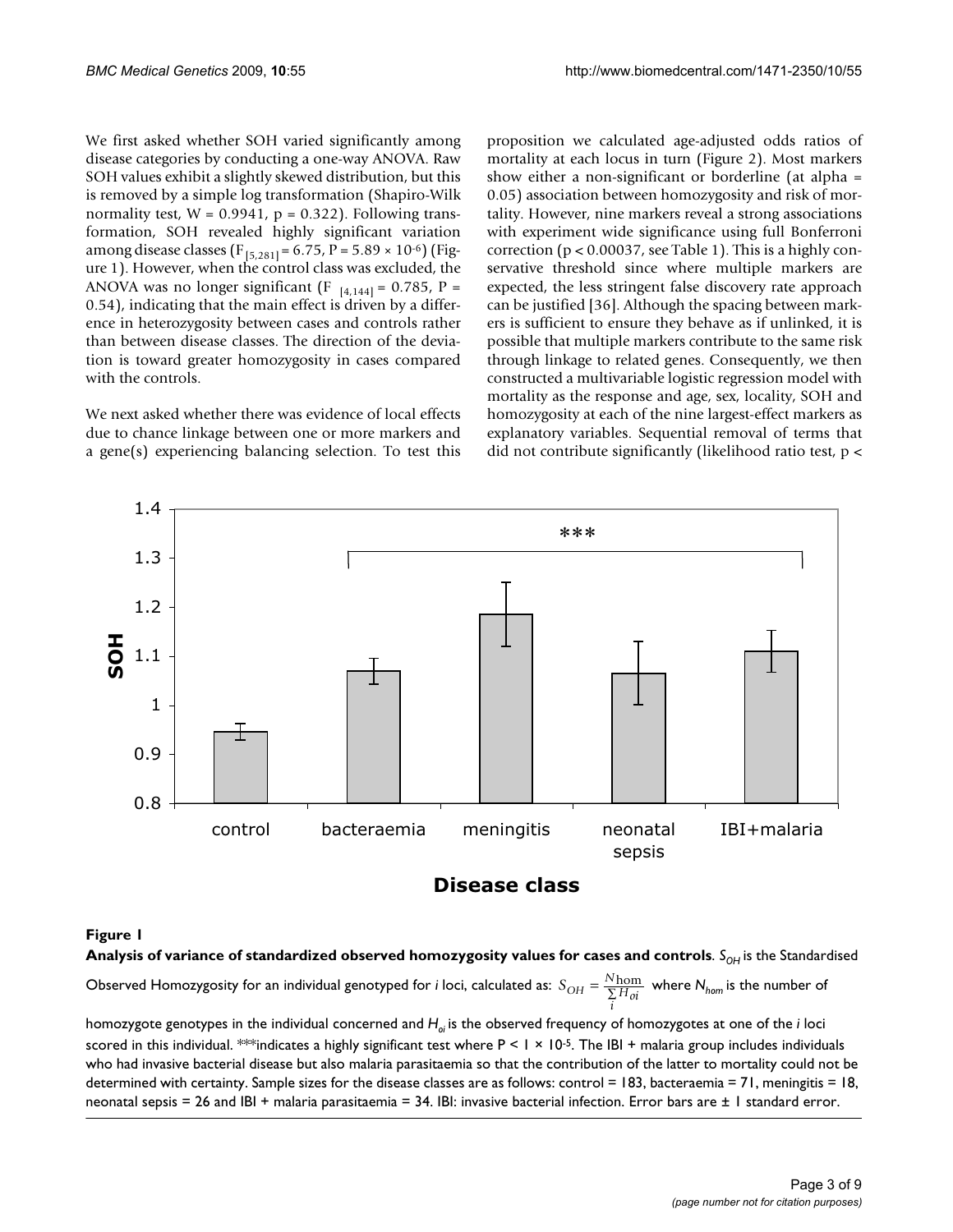We first asked whether SOH varied significantly among disease categories by conducting a one-way ANOVA. Raw SOH values exhibit a slightly skewed distribution, but this is removed by a simple log transformation (Shapiro-Wilk normality test, W = 0.9941, p = 0.322). Following transformation, SOH revealed highly significant variation among disease classes ($F_{[5,281]} = 6.75$, $P = 5.89 \times 10^{-6}$) (Figure 1). However, when the control class was excluded, the ANOVA was no longer significant ($F_{[4,144]} = 0.785$, P = 0.54), indicating that the main effect is driven by a difference in heterozygosity between cases and controls rather than between disease classes. The direction of the deviation is toward greater homozygosity in cases compared with the controls.

We next asked whether there was evidence of local effects due to chance linkage between one or more markers and a gene(s) experiencing balancing selection. To test this proposition we calculated age-adjusted odds ratios of mortality at each locus in turn (Figure 2). Most markers show either a non-significant or borderline (at alpha = 0.05) association between homozygosity and risk of mortality. However, nine markers reveal a strong associations with experiment wide significance using full Bonferroni correction ($p < 0.00037$, see Table 1). This is a highly conservative threshold since where multiple markers are expected, the less stringent false discovery rate approach can be justified [36]. Although the spacing between markers is sufficient to ensure they behave as if unlinked, it is possible that multiple markers contribute to the same risk through linkage to related genes. Consequently, we then constructed a multivariable logistic regression model with mortality as the response and age, sex, locality, SOH and homozygosity at each of the nine largest-effect markers as explanatory variables. Sequential removal of terms that did not contribute significantly (likelihood ratio test, p <

SOH

1.4
1.3
1.2
1.1
1
0.9
0.8

***

control
bacteraemia
meningitis
neonatal sepsis
IBI+malaria

Disease class

**Figure 1**

**Analysis of variance of standardized observed homozygosity values for cases and controls**. $S_{OH}$ is the Standardised Observed Homozygosity for an individual genotyped for *i* loci, calculated as: $S_{OH} = \frac{N_{\text{hom}}}{\sum_i H_{oi}}$ where $N_{hom}$ is the number of homozygote genotypes in the individual concerned and $H_{oi}$ is the observed frequency of homozygotes at one of the *i* loci scored in this individual. ***indicates a highly significant test where $P < 1 \times 10^{-5}$. The IBI + malaria group includes individuals who had invasive bacterial disease but also malaria parasitaemia so that the contribution of the latter to mortality could not be determined with certainty. Sample sizes for the disease classes are as follows: control = 183, bacteraemia = 71, meningitis = 18, neonatal sepsis = 26 and IBI + malaria parasitaemia = 34. IBI: invasive bacterial infection. Error bars are ± 1 standard error.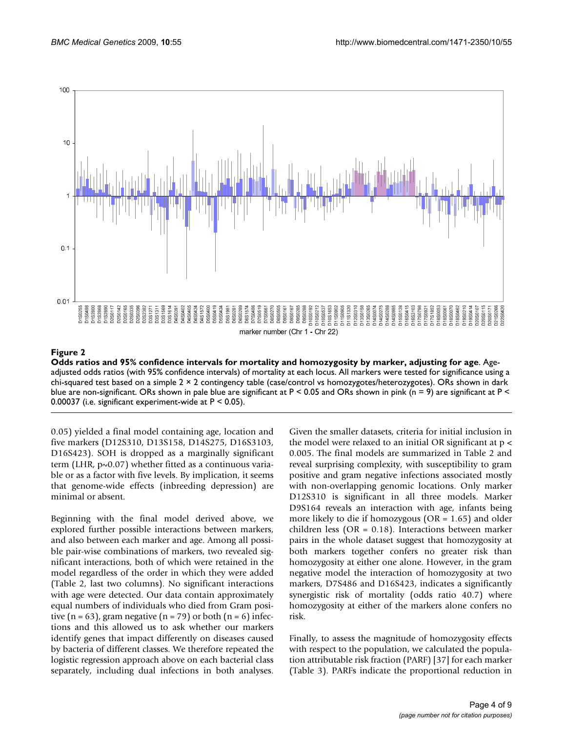100

10

1

0.1

0.01

D1S0255 D1S0498 D1S2800 D1S2868 D1S2890 D2S0117 D2S0142 D2S0165 D2S0335 D2S0396 D2S2382 D3S1271 D3S1311 D3S1569 D3S1614 D4S0391 D4S0402 D4S0405 D4S0424 D4S1572 D5S0400 D5S0419 D5S0424 D5S1981 D6S0281 D6S0289 D6S1574 D7S0486 D7S0519 D7S0661 D8S0270 D8S0505 D9S0161 D9S0167 D9S0285 D9S0288 D10S0192 D10S0212 D10S0537 D10S1653 D11S0902 D11S0905 D11S1320 D12S0310 D13S0158 D13S0265 D14S0074 D14S0275 D14S0288 D14S0985 D15S0128 D16S0415 D16S3103 D17S0798 D17S0921 D17S1852 D18S0053 D18S0061 D18S0070 D18S0462 D19S0210 D19S0414 D20S0107 D20S0115 D20S0171 D21S0266 D22S0420

marker number (Chr 1 - Chr 22)

**Figure 2**

**Odds ratios and 95% confidence intervals for mortality and homozygosity by marker, adjusting for age**. Age-adjusted odds ratios (with 95% confidence intervals) of mortality at each locus. All markers were tested for significance using a chi-squared test based on a simple 2 × 2 contingency table (case/control vs homozygotes/heterozygotes). ORs shown in dark blue are non-significant. ORs shown in pale blue are significant at $P < 0.05$ and ORs shown in pink ($n = 9$) are significant at $P < 0.00037$ (i.e. significant experiment-wide at $P < 0.05$).

0.05) yielded a final model containing age, location and five markers (D12S310, D13S158, D14S275, D16S3103, D16S423). SOH is dropped as a marginally significant term (LHR, $p \sim 0.07$) whether fitted as a continuous variable or as a factor with five levels. By implication, it seems that genome-wide effects (inbreeding depression) are minimal or absent.

Beginning with the final model derived above, we explored further possible interactions between markers, and also between each marker and age. Among all possible pair-wise combinations of markers, two revealed significant interactions, both of which were retained in the model regardless of the order in which they were added (Table 2, last two columns). No significant interactions with age were detected. Our data contain approximately equal numbers of individuals who died from Gram positive ($n = 63$), gram negative ($n = 79$) or both ($n = 6$) infections and this allowed us to ask whether our markers identify genes that impact differently on diseases caused by bacteria of different classes. We therefore repeated the logistic regression approach above on each bacterial class separately, including dual infections in both analyses. Given the smaller datasets, criteria for initial inclusion in the model were relaxed to an initial OR significant at $p < 0.005$. The final models are summarized in Table 2 and reveal surprising complexity, with susceptibility to gram positive and gram negative infections associated mostly with non-overlapping genomic locations. Only marker D12S310 is significant in all three models. Marker D9S164 reveals an interaction with age, infants being more likely to die if homozygous (OR = 1.65) and older children less (OR = 0.18). Interactions between marker pairs in the whole dataset suggest that homozygosity at both markers together confers no greater risk than homozygosity at either one alone. However, in the gram negative model the interaction of homozygosity at two markers, D7S486 and D16S423, indicates a significantly synergistic risk of mortality (odds ratio 40.7) where homozygosity at either of the markers alone confers no risk.

Finally, to assess the magnitude of homozygosity effects with respect to the population, we calculated the population attributable risk fraction (PARF) [37] for each marker (Table 3). PARFs indicate the proportional reduction in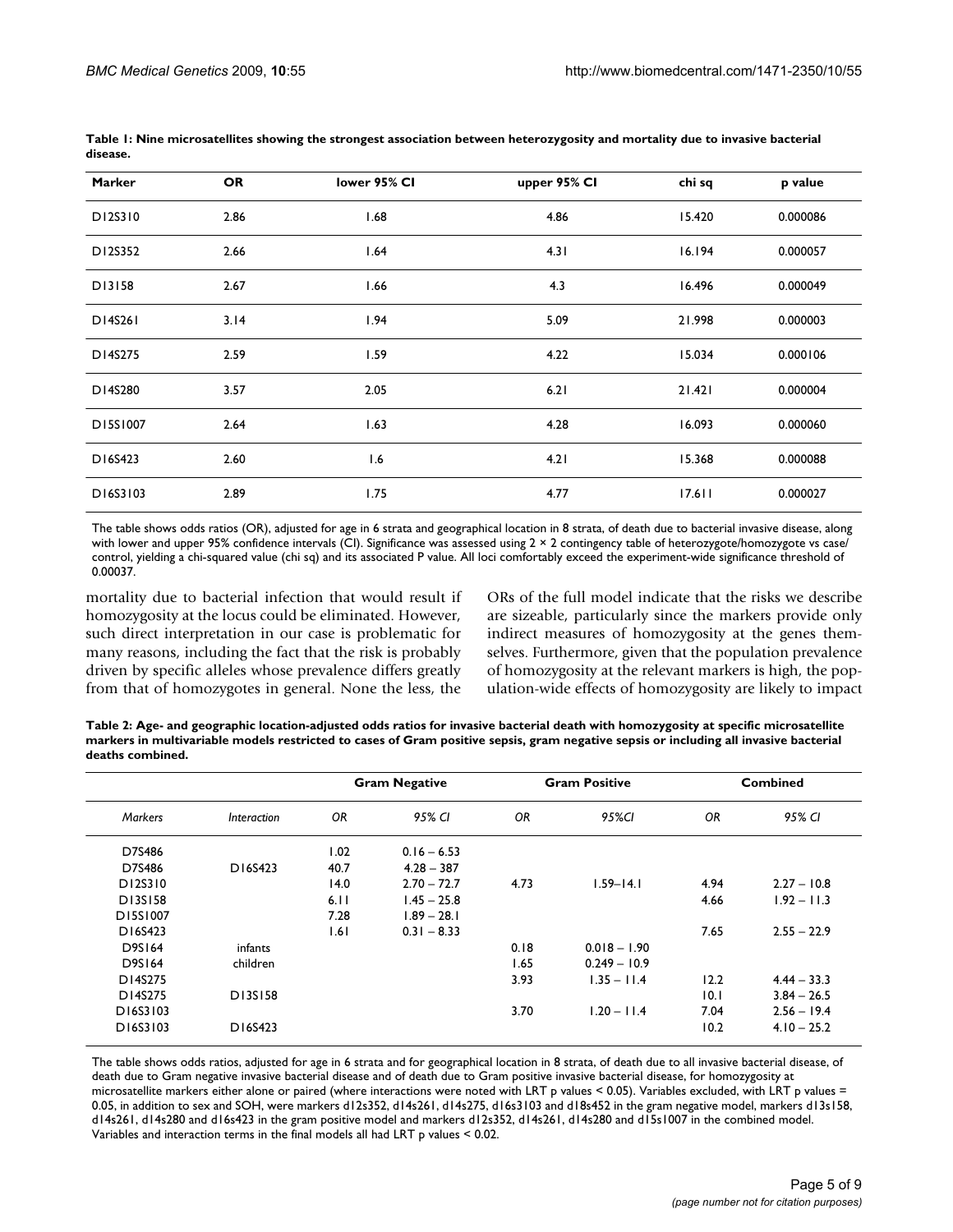**Table 1: Nine microsatellites showing the strongest association between heterozygosity and mortality due to invasive bacterial disease.**

| Marker | OR | lower 95% CI | upper 95% CI | chi sq | p value |
|---|---|---|---|---|---|
| D12S310 | 2.86 | 1.68 | 4.86 | 15.420 | 0.000086 |
| D12S352 | 2.66 | 1.64 | 4.31 | 16.194 | 0.000057 |
| D13158 | 2.67 | 1.66 | 4.3 | 16.496 | 0.000049 |
| D14S261 | 3.14 | 1.94 | 5.09 | 21.998 | 0.000003 |
| D14S275 | 2.59 | 1.59 | 4.22 | 15.034 | 0.000106 |
| D14S280 | 3.57 | 2.05 | 6.21 | 21.421 | 0.000004 |
| D15S1007 | 2.64 | 1.63 | 4.28 | 16.093 | 0.000060 |
| D16S423 | 2.60 | 1.6 | 4.21 | 15.368 | 0.000088 |
| D16S3103 | 2.89 | 1.75 | 4.77 | 17.611 | 0.000027 |

The table shows odds ratios (OR), adjusted for age in 6 strata and geographical location in 8 strata, of death due to bacterial invasive disease, along with lower and upper 95% confidence intervals (CI). Significance was assessed using 2 × 2 contingency table of heterozygote/homozygote vs case/control, yielding a chi-squared value (chi sq) and its associated P value. All loci comfortably exceed the experiment-wide significance threshold of 0.00037.

mortality due to bacterial infection that would result if homozygosity at the locus could be eliminated. However, such direct interpretation in our case is problematic for many reasons, including the fact that the risk is probably driven by specific alleles whose prevalence differs greatly from that of homozygotes in general. None the less, the ORs of the full model indicate that the risks we describe are sizeable, particularly since the markers provide only indirect measures of homozygosity at the genes themselves. Furthermore, given that the population prevalence of homozygosity at the relevant markers is high, the population-wide effects of homozygosity are likely to impact

**Table 2: Age- and geographic location-adjusted odds ratios for invasive bacterial death with homozygosity at specific microsatellite markers in multivariable models restricted to cases of Gram positive sepsis, gram negative sepsis or including all invasive bacterial deaths combined.**

| | | Gram Negative | | Gram Positive | | Combined | |
|---|---|---|---|---|---|---|---|
| *Markers* | *Interaction* | *OR* | *95% CI* | *OR* | *95%CI* | *OR* | *95% CI* |
| D7S486 | | 1.02 | 0.16 – 6.53 | | | | |
| D7S486 | D16S423 | 40.7 | 4.28 – 387 | | | | |
| D12S310 | | 14.0 | 2.70 – 72.7 | 4.73 | 1.59–14.1 | 4.94 | 2.27 – 10.8 |
| D13S158 | | 6.11 | 1.45 – 25.8 | | | 4.66 | 1.92 – 11.3 |
| D15S1007 | | 7.28 | 1.89 – 28.1 | | | | |
| D16S423 | | 1.61 | 0.31 – 8.33 | | | 7.65 | 2.55 – 22.9 |
| D9S164 | infants | | | 0.18 | 0.018 – 1.90 | | |
| D9S164 | children | | | 1.65 | 0.249 – 10.9 | | |
| D14S275 | | | | 3.93 | 1.35 – 11.4 | 12.2 | 4.44 – 33.3 |
| D14S275 | D13S158 | | | | | 10.1 | 3.84 – 26.5 |
| D16S3103 | | | | 3.70 | 1.20 – 11.4 | 7.04 | 2.56 – 19.4 |
| D16S3103 | D16S423 | | | | | 10.2 | 4.10 – 25.2 |

The table shows odds ratios, adjusted for age in 6 strata and for geographical location in 8 strata, of death due to all invasive bacterial disease, of death due to Gram negative invasive bacterial disease and of death due to Gram positive invasive bacterial disease, for homozygosity at microsatellite markers either alone or paired (where interactions were noted with LRT p values < 0.05). Variables excluded, with LRT p values = 0.05, in addition to sex and SOH, were markers d12s352, d14s261, d14s275, d16s3103 and d18s452 in the gram negative model, markers d13s158, d14s261, d14s280 and d16s423 in the gram positive model and markers d12s352, d14s261, d14s280 and d15s1007 in the combined model. Variables and interaction terms in the final models all had LRT p values < 0.02.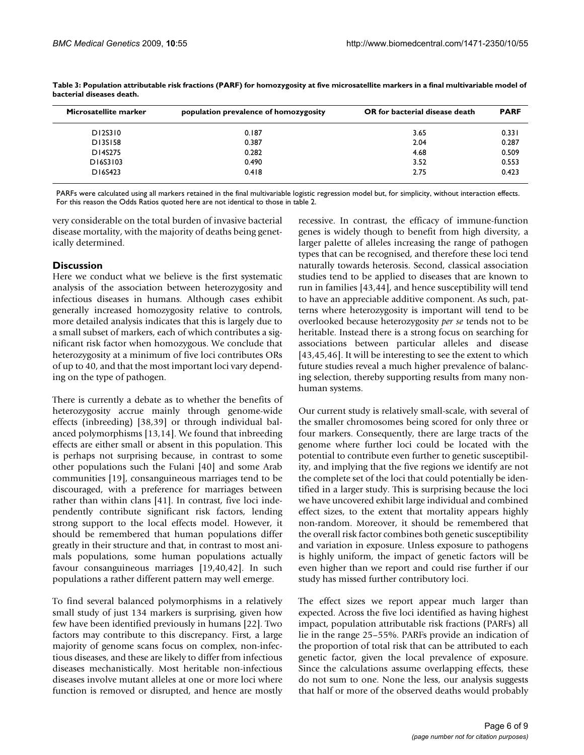**Table 3: Population attributable risk fractions (PARF) for homozygosity at five microsatellite markers in a final multivariable model of bacterial diseases death.**

| Microsatellite marker | population prevalence of homozygosity | OR for bacterial disease death | PARF |
|---|---|---|---|
| D12S310 | 0.187 | 3.65 | 0.331 |
| D13S158 | 0.387 | 2.04 | 0.287 |
| D14S275 | 0.282 | 4.68 | 0.509 |
| D16S3103 | 0.490 | 3.52 | 0.553 |
| D16S423 | 0.418 | 2.75 | 0.423 |

PARFs were calculated using all markers retained in the final multivariable logistic regression model but, for simplicity, without interaction effects. For this reason the Odds Ratios quoted here are not identical to those in table 2.

very considerable on the total burden of invasive bacterial disease mortality, with the majority of deaths being genetically determined.

## Discussion

Here we conduct what we believe is the first systematic analysis of the association between heterozygosity and infectious diseases in humans. Although cases exhibit generally increased homozygosity relative to controls, more detailed analysis indicates that this is largely due to a small subset of markers, each of which contributes a significant risk factor when homozygous. We conclude that heterozygosity at a minimum of five loci contributes ORs of up to 40, and that the most important loci vary depending on the type of pathogen.

There is currently a debate as to whether the benefits of heterozygosity accrue mainly through genome-wide effects (inbreeding) [38,39] or through individual balanced polymorphisms [13,14]. We found that inbreeding effects are either small or absent in this population. This is perhaps not surprising because, in contrast to some other populations such the Fulani [40] and some Arab communities [19], consanguineous marriages tend to be discouraged, with a preference for marriages between rather than within clans [41]. In contrast, five loci independently contribute significant risk factors, lending strong support to the local effects model. However, it should be remembered that human populations differ greatly in their structure and that, in contrast to most animals populations, some human populations actually favour consanguineous marriages [19,40,42]. In such populations a rather different pattern may well emerge.

To find several balanced polymorphisms in a relatively small study of just 134 markers is surprising, given how few have been identified previously in humans [22]. Two factors may contribute to this discrepancy. First, a large majority of genome scans focus on complex, non-infectious diseases, and these are likely to differ from infectious diseases mechanistically. Most heritable non-infectious diseases involve mutant alleles at one or more loci where function is removed or disrupted, and hence are mostly recessive. In contrast, the efficacy of immune-function genes is widely though to benefit from high diversity, a larger palette of alleles increasing the range of pathogen types that can be recognised, and therefore these loci tend naturally towards heterosis. Second, classical association studies tend to be applied to diseases that are known to run in families [43,44], and hence susceptibility will tend to have an appreciable additive component. As such, patterns where heterozygosity is important will tend to be overlooked because heterozygosity *per se* tends not to be heritable. Instead there is a strong focus on searching for associations between particular alleles and disease [43,45,46]. It will be interesting to see the extent to which future studies reveal a much higher prevalence of balancing selection, thereby supporting results from many non-human systems.

Our current study is relatively small-scale, with several of the smaller chromosomes being scored for only three or four markers. Consequently, there are large tracts of the genome where further loci could be located with the potential to contribute even further to genetic susceptibility, and implying that the five regions we identify are not the complete set of the loci that could potentially be identified in a larger study. This is surprising because the loci we have uncovered exhibit large individual and combined effect sizes, to the extent that mortality appears highly non-random. Moreover, it should be remembered that the overall risk factor combines both genetic susceptibility and variation in exposure. Unless exposure to pathogens is highly uniform, the impact of genetic factors will be even higher than we report and could rise further if our study has missed further contributory loci.

The effect sizes we report appear much larger than expected. Across the five loci identified as having highest impact, population attributable risk fractions (PARFs) all lie in the range 25–55%. PARFs provide an indication of the proportion of total risk that can be attributed to each genetic factor, given the local prevalence of exposure. Since the calculations assume overlapping effects, these do not sum to one. None the less, our analysis suggests that half or more of the observed deaths would probably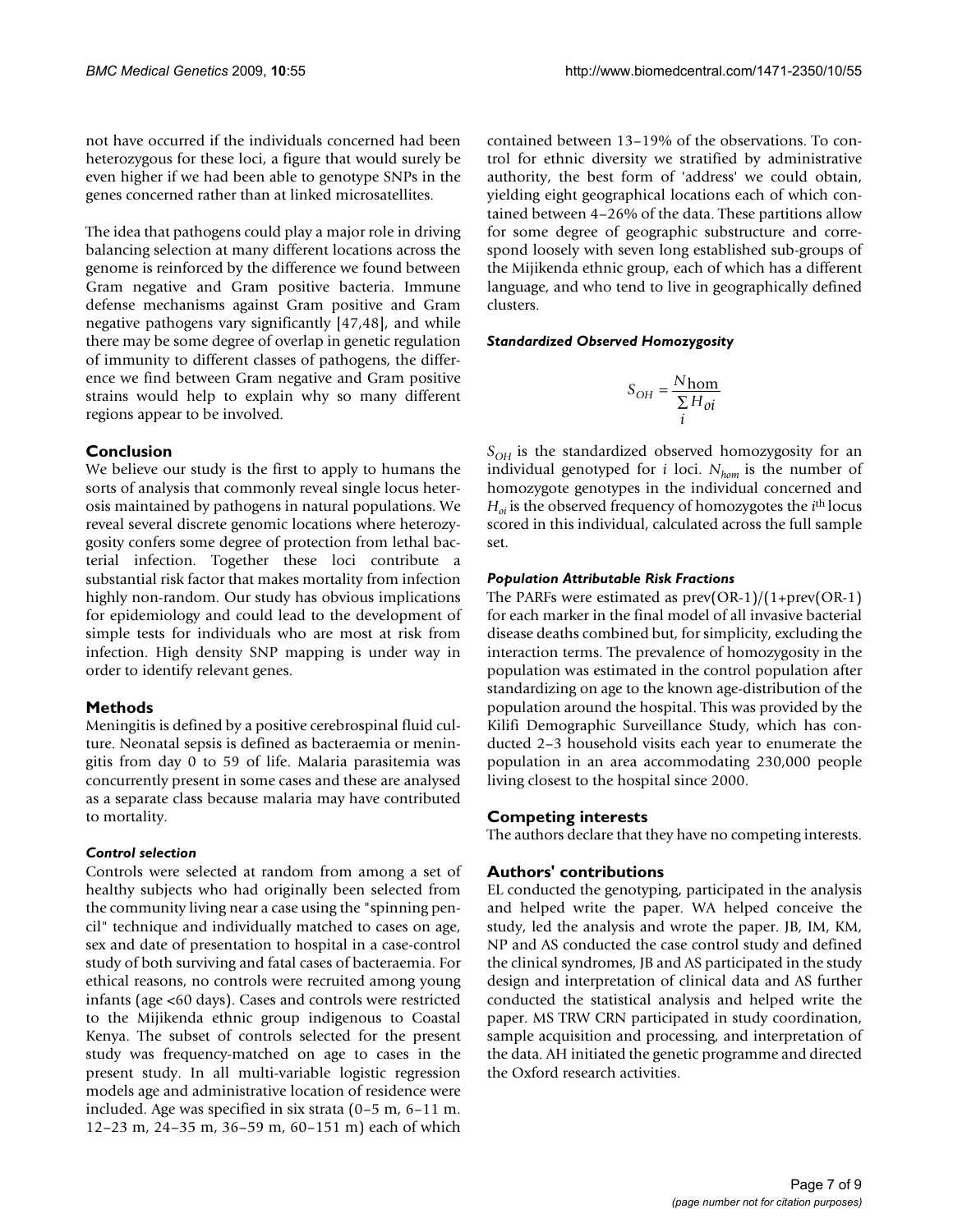not have occurred if the individuals concerned had been heterozygous for these loci, a figure that would surely be even higher if we had been able to genotype SNPs in the genes concerned rather than at linked microsatellites.

The idea that pathogens could play a major role in driving balancing selection at many different locations across the genome is reinforced by the difference we found between Gram negative and Gram positive bacteria. Immune defense mechanisms against Gram positive and Gram negative pathogens vary significantly [47,48], and while there may be some degree of overlap in genetic regulation of immunity to different classes of pathogens, the difference we find between Gram negative and Gram positive strains would help to explain why so many different regions appear to be involved.

## Conclusion

We believe our study is the first to apply to humans the sorts of analysis that commonly reveal single locus heterosis maintained by pathogens in natural populations. We reveal several discrete genomic locations where heterozygosity confers some degree of protection from lethal bacterial infection. Together these loci contribute a substantial risk factor that makes mortality from infection highly non-random. Our study has obvious implications for epidemiology and could lead to the development of simple tests for individuals who are most at risk from infection. High density SNP mapping is under way in order to identify relevant genes.

## Methods

Meningitis is defined by a positive cerebrospinal fluid culture. Neonatal sepsis is defined as bacteraemia or meningitis from day 0 to 59 of life. Malaria parasitemia was concurrently present in some cases and these are analysed as a separate class because malaria may have contributed to mortality.

### *Control selection*

Controls were selected at random from among a set of healthy subjects who had originally been selected from the community living near a case using the "spinning pencil" technique and individually matched to cases on age, sex and date of presentation to hospital in a case-control study of both surviving and fatal cases of bacteraemia. For ethical reasons, no controls were recruited among young infants (age <60 days). Cases and controls were restricted to the Mijikenda ethnic group indigenous to Coastal Kenya. The subset of controls selected for the present study was frequency-matched on age to cases in the present study. In all multi-variable logistic regression models age and administrative location of residence were included. Age was specified in six strata (0–5 m, 6–11 m. 12–23 m, 24–35 m, 36–59 m, 60–151 m) each of which contained between 13–19% of the observations. To control for ethnic diversity we stratified by administrative authority, the best form of 'address' we could obtain, yielding eight geographical locations each of which contained between 4–26% of the data. These partitions allow for some degree of geographic substructure and correspond loosely with seven long established sub-groups of the Mijikenda ethnic group, each of which has a different language, and who tend to live in geographically defined clusters.

### *Standardized Observed Homozygosity*

$$S_{OH} = \frac{N_{\text{hom}}}{\sum_{i} H_{oi}}$$

$S_{OH}$ is the standardized observed homozygosity for an individual genotyped for $i$ loci. $N_{hom}$ is the number of homozygote genotypes in the individual concerned and $H_{oi}$ is the observed frequency of homozygotes the $i^{\text{th}}$ locus scored in this individual, calculated across the full sample set.

### *Population Attributable Risk Fractions*

The PARFs were estimated as prev(OR-1)/(1+prev(OR-1) for each marker in the final model of all invasive bacterial disease deaths combined but, for simplicity, excluding the interaction terms. The prevalence of homozygosity in the population was estimated in the control population after standardizing on age to the known age-distribution of the population around the hospital. This was provided by the Kilifi Demographic Surveillance Study, which has conducted 2–3 household visits each year to enumerate the population in an area accommodating 230,000 people living closest to the hospital since 2000.

## Competing interests

The authors declare that they have no competing interests.

## Authors' contributions

EL conducted the genotyping, participated in the analysis and helped write the paper. WA helped conceive the study, led the analysis and wrote the paper. JB, IM, KM, NP and AS conducted the case control study and defined the clinical syndromes, JB and AS participated in the study design and interpretation of clinical data and AS further conducted the statistical analysis and helped write the paper. MS TRW CRN participated in study coordination, sample acquisition and processing, and interpretation of the data. AH initiated the genetic programme and directed the Oxford research activities.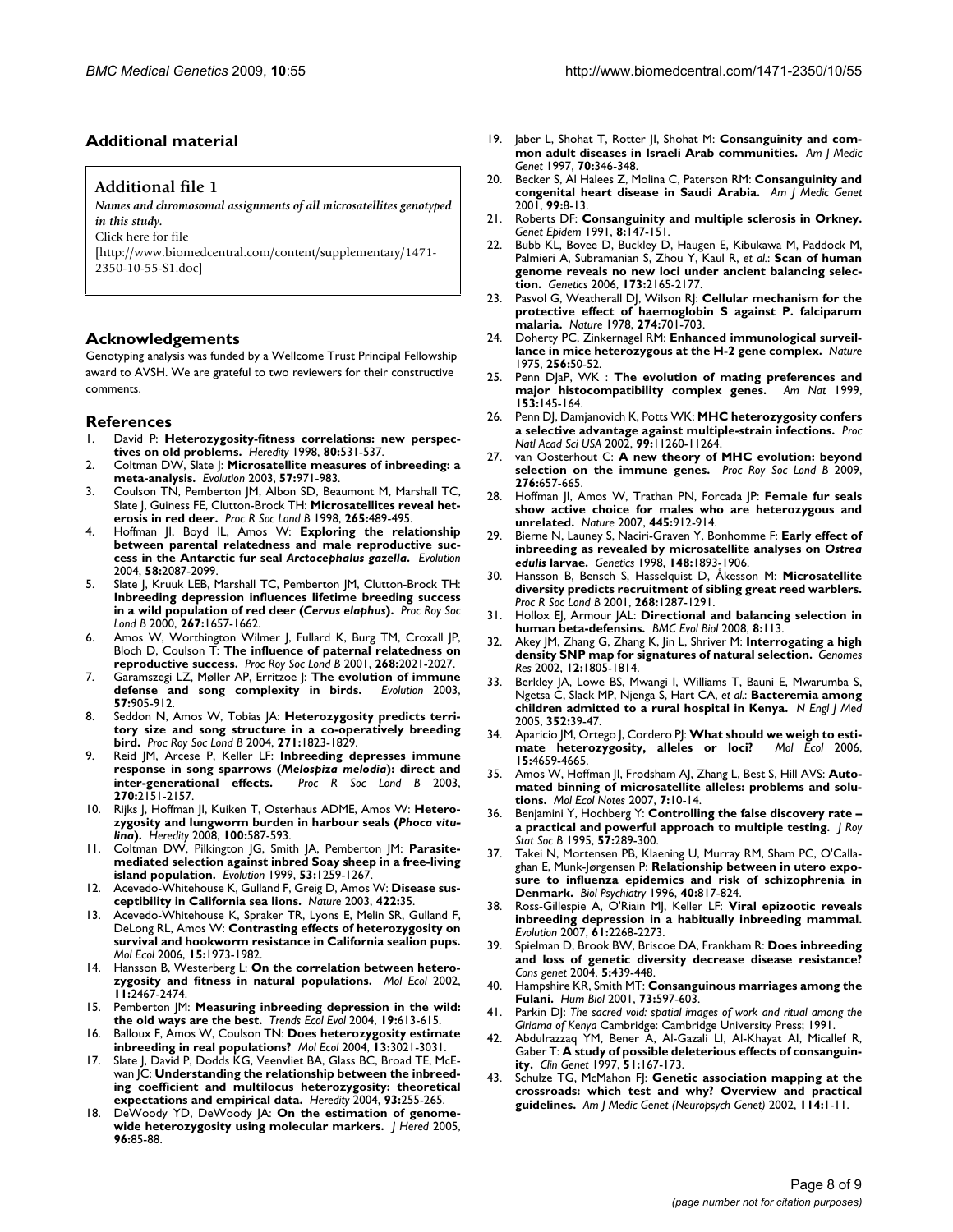## Additional material

### Additional file 1

*Names and chromosomal assignments of all microsatellites genotyped in this study.*
Click here for file
[http://www.biomedcentral.com/content/supplementary/1471-2350-10-55-S1.doc]

## Acknowledgements

Genotyping analysis was funded by a Wellcome Trust Principal Fellowship award to AVSH. We are grateful to two reviewers for their constructive comments.

## References

1. David P: **Heterozygosity-fitness correlations: new perspectives on old problems.** *Heredity* 1998, **80:**531-537.
2. Coltman DW, Slate J: **Microsatellite measures of inbreeding: a meta-analysis.** *Evolution* 2003, **57:**971-983.
3. Coulson TN, Pemberton JM, Albon SD, Beaumont M, Marshall TC, Slate J, Guiness FE, Clutton-Brock TH: **Microsatellites reveal heterosis in red deer.** *Proc R Soc Lond B* 1998, **265:**489-495.
4. Hoffman JI, Boyd IL, Amos W: **Exploring the relationship between parental relatedness and male reproductive success in the Antarctic fur seal *Arctocephalus gazella*.** *Evolution* 2004, **58:**2087-2099.
5. Slate J, Kruuk LEB, Marshall TC, Pemberton JM, Clutton-Brock TH: **Inbreeding depression influences lifetime breeding success in a wild population of red deer (*Cervus elaphus*).** *Proc Roy Soc Lond B* 2000, **267:**1657-1662.
6. Amos W, Worthington Wilmer J, Fullard K, Burg TM, Croxall JP, Bloch D, Coulson T: **The influence of paternal relatedness on reproductive success.** *Proc Roy Soc Lond B* 2001, **268:**2021-2027.
7. Garamszegi LZ, Møller AP, Erritzoe J: **The evolution of immune defense and song complexity in birds.** *Evolution* 2003, **57:**905-912.
8. Seddon N, Amos W, Tobias JA: **Heterozygosity predicts territory size and song structure in a co-operatively breeding bird.** *Proc Roy Soc Lond B* 2004, **271:**1823-1829.
9. Reid JM, Arcese P, Keller LF: **Inbreeding depresses immune response in song sparrows (*Melospiza melodia*): direct and inter-generational effects.** *Proc R Soc Lond B* 2003, **270:**2151-2157.
10. Rijks J, Hoffman JI, Kuiken T, Osterhaus ADME, Amos W: **Heterozygosity and lungworm burden in harbour seals (*Phoca vitulina*).** *Heredity* 2008, **100:**587-593.
11. Coltman DW, Pilkington JG, Smith JA, Pemberton JM: **Parasite-mediated selection against inbred Soay sheep in a free-living island population.** *Evolution* 1999, **53:**1259-1267.
12. Acevedo-Whitehouse K, Gulland F, Greig D, Amos W: **Disease susceptibility in California sea lions.** *Nature* 2003, **422:**35.
13. Acevedo-Whitehouse K, Spraker TR, Lyons E, Melin SR, Gulland F, DeLong RL, Amos W: **Contrasting effects of heterozygosity on survival and hookworm resistance in California sealion pups.** *Mol Ecol* 2006, **15:**1973-1982.
14. Hansson B, Westerberg L: **On the correlation between heterozygosity and fitness in natural populations.** *Mol Ecol* 2002, **11:**2467-2474.
15. Pemberton JM: **Measuring inbreeding depression in the wild: the old ways are the best.** *Trends Ecol Evol* 2004, **19:**613-615.
16. Balloux F, Amos W, Coulson TN: **Does heterozygosity estimate inbreeding in real populations?** *Mol Ecol* 2004, **13:**3021-3031.
17. Slate J, David P, Dodds KG, Veenvliet BA, Glass BC, Broad TE, McEwan JC: **Understanding the relationship between the inbreeding coefficient and multilocus heterozygosity: theoretical expectations and empirical data.** *Heredity* 2004, **93:**255-265.
18. DeWoody YD, DeWoody JA: **On the estimation of genome-wide heterozygosity using molecular markers.** *J Hered* 2005, **96:**85-88.
19. Jaber L, Shohat T, Rotter JI, Shohat M: **Consanguinity and common adult diseases in Israeli Arab communities.** *Am J Medic Genet* 1997, **70:**346-348.
20. Becker S, Al Halees Z, Molina C, Paterson RM: **Consanguinity and congenital heart disease in Saudi Arabia.** *Am J Medic Genet* 2001, **99:**8-13.
21. Roberts DF: **Consanguinity and multiple sclerosis in Orkney.** *Genet Epidem* 1991, **8:**147-151.
22. Bubb KL, Bovee D, Buckley D, Haugen E, Kibukawa M, Paddock M, Palmieri A, Subramanian S, Zhou Y, Kaul R, *et al.*: **Scan of human genome reveals no new loci under ancient balancing selection.** *Genetics* 2006, **173:**2165-2177.
23. Pasvol G, Weatherall DJ, Wilson RJ: **Cellular mechanism for the protective effect of haemoglobin S against P. falciparum malaria.** *Nature* 1978, **274:**701-703.
24. Doherty PC, Zinkernagel RM: **Enhanced immunological surveillance in mice heterozygous at the H-2 gene complex.** *Nature* 1975, **256:**50-52.
25. Penn DJaP, WK : **The evolution of mating preferences and major histocompatibility complex genes.** *Am Nat* 1999, **153:**145-164.
26. Penn DJ, Damjanovich K, Potts WK: **MHC heterozygosity confers a selective advantage against multiple-strain infections.** *Proc Natl Acad Sci USA* 2002, **99:**11260-11264.
27. van Oosterhout C: **A new theory of MHC evolution: beyond selection on the immune genes.** *Proc Roy Soc Lond B* 2009, **276:**657-665.
28. Hoffman JI, Amos W, Trathan PN, Forcada JP: **Female fur seals show active choice for males who are heterozygous and unrelated.** *Nature* 2007, **445:**912-914.
29. Bierne N, Launey S, Naciri-Graven Y, Bonhomme F: **Early effect of inbreeding as revealed by microsatellite analyses on *Ostrea edulis* larvae.** *Genetics* 1998, **148:**1893-1906.
30. Hansson B, Bensch S, Hasselquist D, Åkesson M: **Microsatellite diversity predicts recruitment of sibling great reed warblers.** *Proc R Soc Lond B* 2001, **268:**1287-1291.
31. Hollox EJ, Armour JAL: **Directional and balancing selection in human beta-defensins.** *BMC Evol Biol* 2008, **8:**113.
32. Akey JM, Zhang G, Zhang K, Jin L, Shriver M: **Interrogating a high density SNP map for signatures of natural selection.** *Genomes Res* 2002, **12:**1805-1814.
33. Berkley JA, Lowe BS, Mwangi I, Williams T, Bauni E, Mwarumba S, Ngetsa C, Slack MP, Njenga S, Hart CA, *et al.*: **Bacteremia among children admitted to a rural hospital in Kenya.** *N Engl J Med* 2005, **352:**39-47.
34. Aparicio JM, Ortego J, Cordero PJ: **What should we weigh to estimate heterozygosity, alleles or loci?** *Mol Ecol* 2006, **15:**4659-4665.
35. Amos W, Hoffman JI, Frodsham AJ, Zhang L, Best S, Hill AVS: **Automated binning of microsatellite alleles: problems and solutions.** *Mol Ecol Notes* 2007, **7:**10-14.
36. Benjamini Y, Hochberg Y: **Controlling the false discovery rate – a practical and powerful approach to multiple testing.** *J Roy Stat Soc B* 1995, **57:**289-300.
37. Takei N, Mortensen PB, Klaening U, Murray RM, Sham PC, O'Callaghan E, Munk-Jørgensen P: **Relationship between in utero exposure to influenza epidemics and risk of schizophrenia in Denmark.** *Biol Psychiatry* 1996, **40:**817-824.
38. Ross-Gillespie A, O'Riain MJ, Keller LF: **Viral epizootic reveals inbreeding depression in a habitually inbreeding mammal.** *Evolution* 2007, **61:**2268-2273.
39. Spielman D, Brook BW, Briscoe DA, Frankham R: **Does inbreeding and loss of genetic diversity decrease disease resistance?** *Cons genet* 2004, **5:**439-448.
40. Hampshire KR, Smith MT: **Consanguinous marriages among the Fulani.** *Hum Biol* 2001, **73:**597-603.
41. Parkin DJ: *The sacred void: spatial images of work and ritual among the Giriama of Kenya* Cambridge: Cambridge University Press; 1991.
42. Abdulrazzaq YM, Bener A, Al-Gazali LI, Al-Khayat AI, Micallef R, Gaber T: **A study of possible deleterious effects of consanguinity.** *Clin Genet* 1997, **51:**167-173.
43. Schulze TG, McMahon FJ: **Genetic association mapping at the crossroads: which test and why? Overview and practical guidelines.** *Am J Medic Genet (Neuropsych Genet)* 2002, **114:**1-11.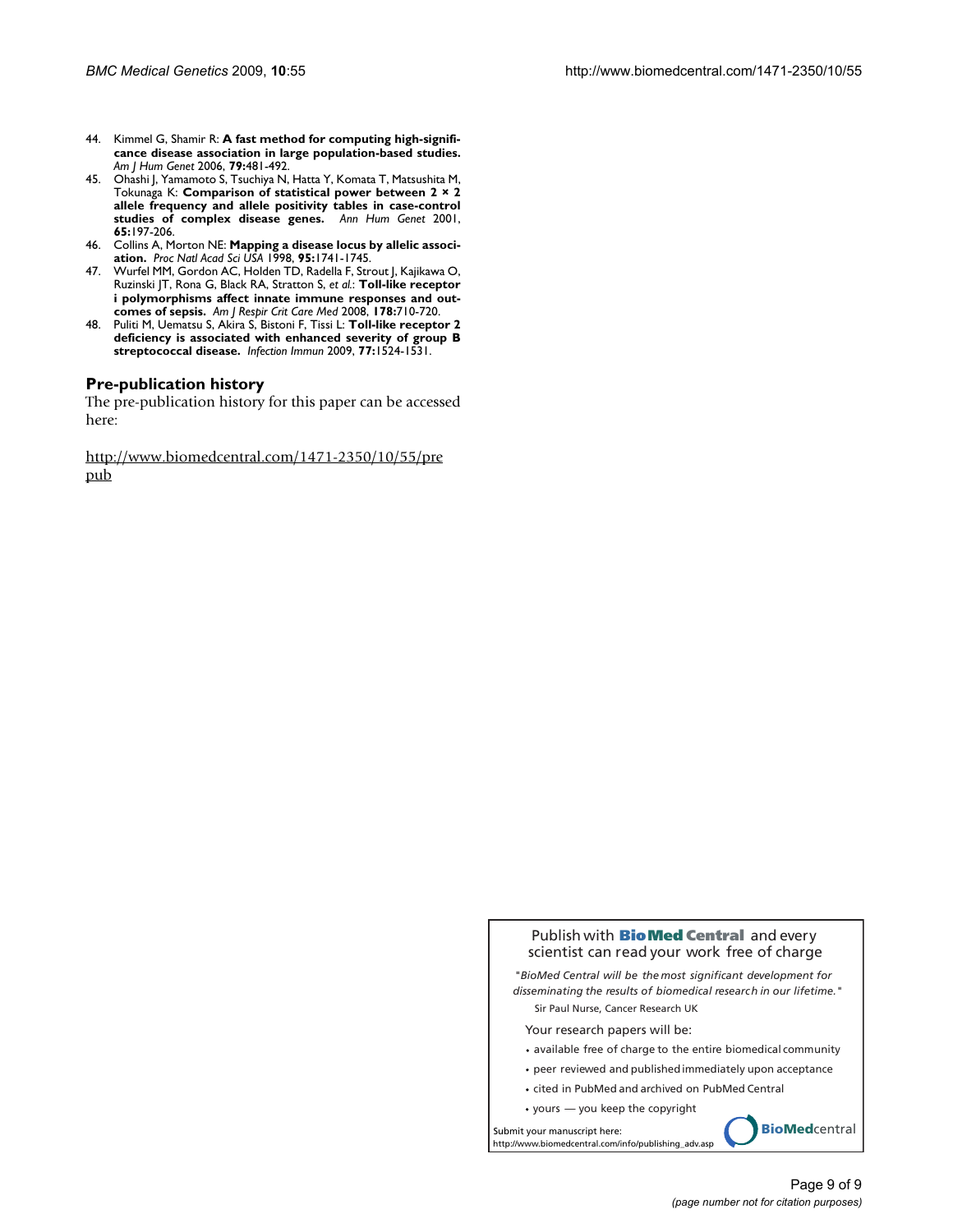44. Kimmel G, Shamir R: **A fast method for computing high-significance disease association in large population-based studies.** *Am J Hum Genet* 2006, **79:**481-492.
45. Ohashi J, Yamamoto S, Tsuchiya N, Hatta Y, Komata T, Matsushita M, Tokunaga K: **Comparison of statistical power between 2 × 2 allele frequency and allele positivity tables in case-control studies of complex disease genes.** *Ann Hum Genet* 2001, **65:**197-206.
46. Collins A, Morton NE: **Mapping a disease locus by allelic association.** *Proc Natl Acad Sci USA* 1998, **95:**1741-1745.
47. Wurfel MM, Gordon AC, Holden TD, Radella F, Strout J, Kajikawa O, Ruzinski JT, Rona G, Black RA, Stratton S, *et al.*: **Toll-like receptor i polymorphisms affect innate immune responses and outcomes of sepsis.** *Am J Respir Crit Care Med* 2008, **178:**710-720.
48. Puliti M, Uematsu S, Akira S, Bistoni F, Tissi L: **Toll-like receptor 2 deficiency is associated with enhanced severity of group B streptococcal disease.** *Infection Immun* 2009, **77:**1524-1531.

## Pre-publication history

The pre-publication history for this paper can be accessed here:

http://www.biomedcentral.com/1471-2350/10/55/prepub

Publish with **BioMed Central** and every scientist can read your work free of charge

*"BioMed Central will be the most significant development for disseminating the results of biomedical research in our lifetime."*

Sir Paul Nurse, Cancer Research UK

Your research papers will be:

- available free of charge to the entire biomedical community
- peer reviewed and published immediately upon acceptance
- cited in PubMed and archived on PubMed Central
- yours — you keep the copyright

Submit your manuscript here:
http://www.biomedcentral.com/info/publishing_adv.asp

**BioMed**central